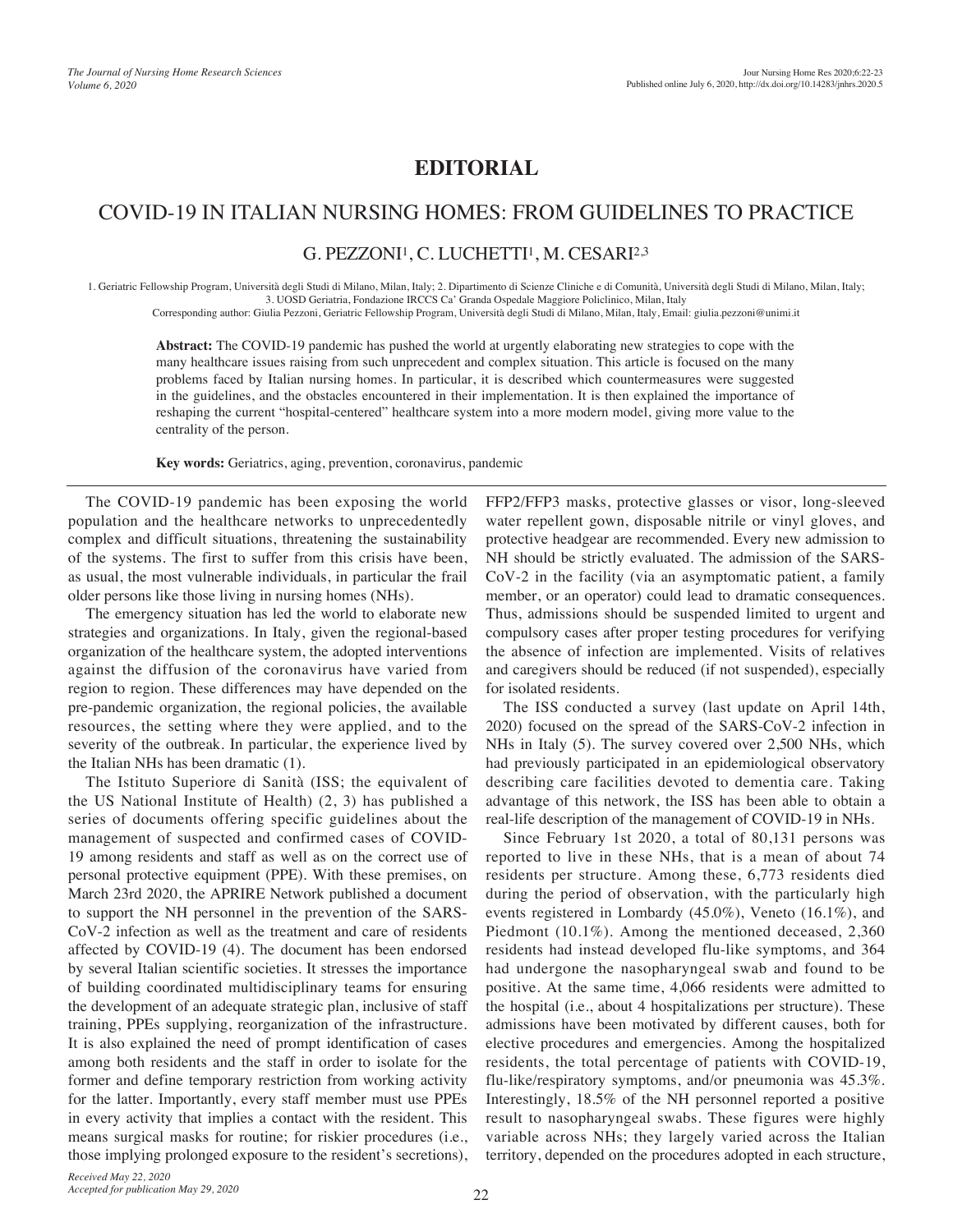# EDITORIAL

## COVID-19 IN ITALIAN NURSING HOMES: FROM GUIDELINES TO PRACTICE

G. PEZZONI[1], C. LUCHETTI[1], M. CESARI[2,3]

1. Geriatric Fellowship Program, Università degli Studi di Milano, Milan, Italy; 2. Dipartimento di Scienze Cliniche e di Comunità, Università degli Studi di Milano, Milan, Italy; 3. UOSD Geriatria, Fondazione IRCCS Ca' Granda Ospedale Maggiore Policlinico, Milan, Italy

Corresponding author: Giulia Pezzoni, Geriatric Fellowship Program, Università degli Studi di Milano, Milan, Italy, Email: giulia.pezzoni@unimi.it

**Abstract:** The COVID-19 pandemic has pushed the world at urgently elaborating new strategies to cope with the many healthcare issues raising from such unprecedent and complex situation. This article is focused on the many problems faced by Italian nursing homes. In particular, it is described which countermeasures were suggested in the guidelines, and the obstacles encountered in their implementation. It is then explained the importance of reshaping the current "hospital-centered" healthcare system into a more modern model, giving more value to the centrality of the person.

**Key words:** Geriatrics, aging, prevention, coronavirus, pandemic

The COVID-19 pandemic has been exposing the world population and the healthcare networks to unprecedentedly complex and difficult situations, threatening the sustainability of the systems. The first to suffer from this crisis have been, as usual, the most vulnerable individuals, in particular the frail older persons like those living in nursing homes (NHs).

The emergency situation has led the world to elaborate new strategies and organizations. In Italy, given the regional-based organization of the healthcare system, the adopted interventions against the diffusion of the coronavirus have varied from region to region. These differences may have depended on the pre-pandemic organization, the regional policies, the available resources, the setting where they were applied, and to the severity of the outbreak. In particular, the experience lived by the Italian NHs has been dramatic (1).

The Istituto Superiore di Sanità (ISS; the equivalent of the US National Institute of Health) (2, 3) has published a series of documents offering specific guidelines about the management of suspected and confirmed cases of COVID-19 among residents and staff as well as on the correct use of personal protective equipment (PPE). With these premises, on March 23rd 2020, the APRIRE Network published a document to support the NH personnel in the prevention of the SARS-CoV-2 infection as well as the treatment and care of residents affected by COVID-19 (4). The document has been endorsed by several Italian scientific societies. It stresses the importance of building coordinated multidisciplinary teams for ensuring the development of an adequate strategic plan, inclusive of staff training, PPEs supplying, reorganization of the infrastructure. It is also explained the need of prompt identification of cases among both residents and the staff in order to isolate for the former and define temporary restriction from working activity for the latter. Importantly, every staff member must use PPEs in every activity that implies a contact with the resident. This means surgical masks for routine; for riskier procedures (i.e., those implying prolonged exposure to the resident's secretions), FFP2/FFP3 masks, protective glasses or visor, long-sleeved water repellent gown, disposable nitrile or vinyl gloves, and protective headgear are recommended. Every new admission to NH should be strictly evaluated. The admission of the SARS-CoV-2 in the facility (via an asymptomatic patient, a family member, or an operator) could lead to dramatic consequences. Thus, admissions should be suspended limited to urgent and compulsory cases after proper testing procedures for verifying the absence of infection are implemented. Visits of relatives and caregivers should be reduced (if not suspended), especially for isolated residents.

The ISS conducted a survey (last update on April 14th, 2020) focused on the spread of the SARS-CoV-2 infection in NHs in Italy (5). The survey covered over 2,500 NHs, which had previously participated in an epidemiological observatory describing care facilities devoted to dementia care. Taking advantage of this network, the ISS has been able to obtain a real-life description of the management of COVID-19 in NHs.

Since February 1st 2020, a total of 80,131 persons was reported to live in these NHs, that is a mean of about 74 residents per structure. Among these, 6,773 residents died during the period of observation, with the particularly high events registered in Lombardy (45.0%), Veneto (16.1%), and Piedmont (10.1%). Among the mentioned deceased, 2,360 residents had instead developed flu-like symptoms, and 364 had undergone the nasopharyngeal swab and found to be positive. At the same time, 4,066 residents were admitted to the hospital (i.e., about 4 hospitalizations per structure). These admissions have been motivated by different causes, both for elective procedures and emergencies. Among the hospitalized residents, the total percentage of patients with COVID-19, flu-like/respiratory symptoms, and/or pneumonia was 45.3%. Interestingly, 18.5% of the NH personnel reported a positive result to nasopharyngeal swabs. These figures were highly variable across NHs; they largely varied across the Italian territory, depended on the procedures adopted in each structure,

*Received May 22, 2020*
*Accepted for publication May 29, 2020*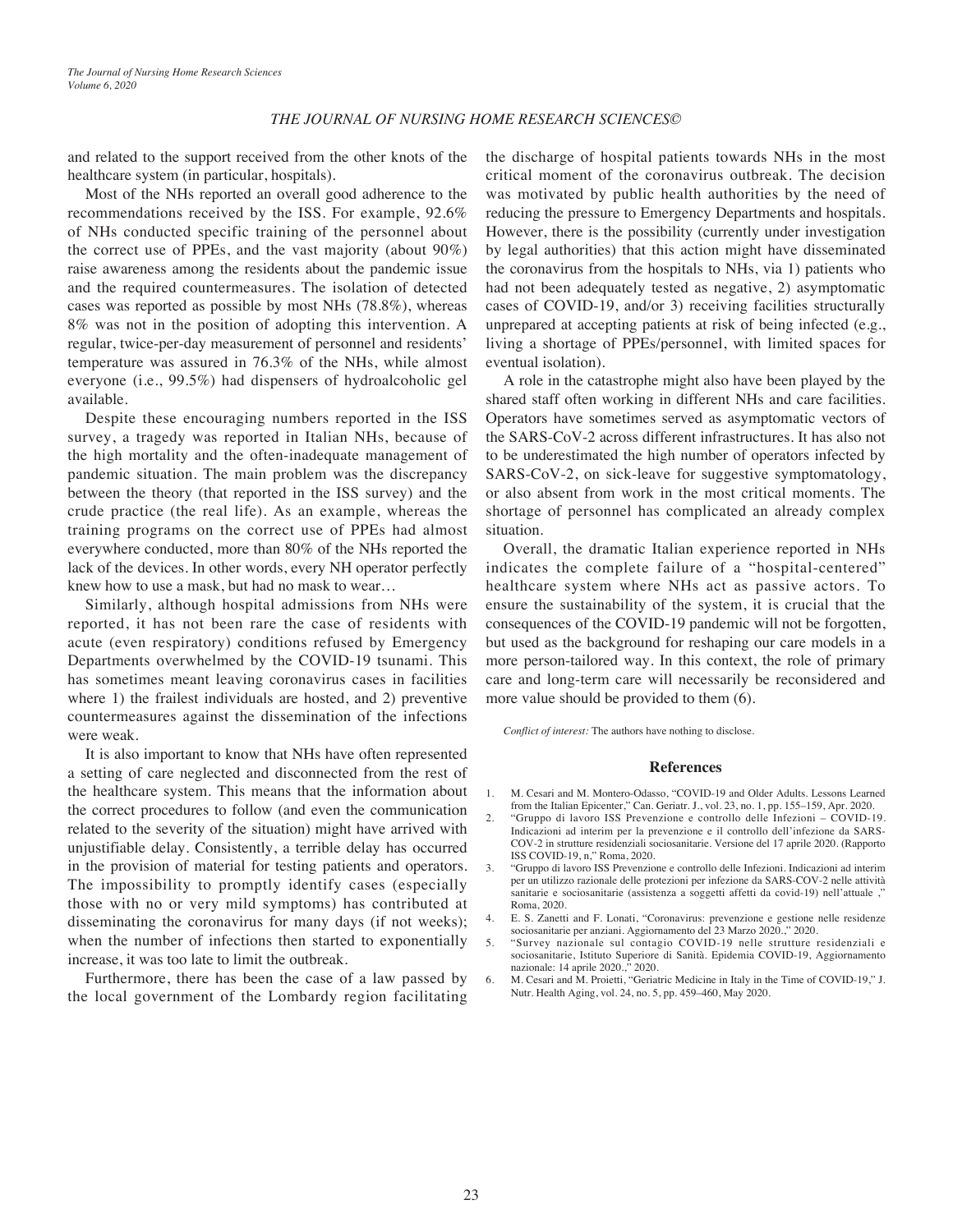and related to the support received from the other knots of the healthcare system (in particular, hospitals).

Most of the NHs reported an overall good adherence to the recommendations received by the ISS. For example, 92.6% of NHs conducted specific training of the personnel about the correct use of PPEs, and the vast majority (about 90%) raise awareness among the residents about the pandemic issue and the required countermeasures. The isolation of detected cases was reported as possible by most NHs (78.8%), whereas 8% was not in the position of adopting this intervention. A regular, twice-per-day measurement of personnel and residents' temperature was assured in 76.3% of the NHs, while almost everyone (i.e., 99.5%) had dispensers of hydroalcoholic gel available.

Despite these encouraging numbers reported in the ISS survey, a tragedy was reported in Italian NHs, because of the high mortality and the often-inadequate management of pandemic situation. The main problem was the discrepancy between the theory (that reported in the ISS survey) and the crude practice (the real life). As an example, whereas the training programs on the correct use of PPEs had almost everywhere conducted, more than 80% of the NHs reported the lack of the devices. In other words, every NH operator perfectly knew how to use a mask, but had no mask to wear…

Similarly, although hospital admissions from NHs were reported, it has not been rare the case of residents with acute (even respiratory) conditions refused by Emergency Departments overwhelmed by the COVID-19 tsunami. This has sometimes meant leaving coronavirus cases in facilities where 1) the frailest individuals are hosted, and 2) preventive countermeasures against the dissemination of the infections were weak.

It is also important to know that NHs have often represented a setting of care neglected and disconnected from the rest of the healthcare system. This means that the information about the correct procedures to follow (and even the communication related to the severity of the situation) might have arrived with unjustifiable delay. Consistently, a terrible delay has occurred in the provision of material for testing patients and operators. The impossibility to promptly identify cases (especially those with no or very mild symptoms) has contributed at disseminating the coronavirus for many days (if not weeks); when the number of infections then started to exponentially increase, it was too late to limit the outbreak.

Furthermore, there has been the case of a law passed by the local government of the Lombardy region facilitating the discharge of hospital patients towards NHs in the most critical moment of the coronavirus outbreak. The decision was motivated by public health authorities by the need of reducing the pressure to Emergency Departments and hospitals. However, there is the possibility (currently under investigation by legal authorities) that this action might have disseminated the coronavirus from the hospitals to NHs, via 1) patients who had not been adequately tested as negative, 2) asymptomatic cases of COVID-19, and/or 3) receiving facilities structurally unprepared at accepting patients at risk of being infected (e.g., living a shortage of PPEs/personnel, with limited spaces for eventual isolation).

A role in the catastrophe might also have been played by the shared staff often working in different NHs and care facilities. Operators have sometimes served as asymptomatic vectors of the SARS-CoV-2 across different infrastructures. It has also not to be underestimated the high number of operators infected by SARS-CoV-2, on sick-leave for suggestive symptomatology, or also absent from work in the most critical moments. The shortage of personnel has complicated an already complex situation.

Overall, the dramatic Italian experience reported in NHs indicates the complete failure of a "hospital-centered" healthcare system where NHs act as passive actors. To ensure the sustainability of the system, it is crucial that the consequences of the COVID-19 pandemic will not be forgotten, but used as the background for reshaping our care models in a more person-tailored way. In this context, the role of primary care and long-term care will necessarily be reconsidered and more value should be provided to them (6).

*Conflict of interest:* The authors have nothing to disclose.

## References

1. M. Cesari and M. Montero-Odasso, "COVID-19 and Older Adults. Lessons Learned from the Italian Epicenter," Can. Geriatr. J., vol. 23, no. 1, pp. 155–159, Apr. 2020.
2. "Gruppo di lavoro ISS Prevenzione e controllo delle Infezioni – COVID-19. Indicazioni ad interim per la prevenzione e il controllo dell'infezione da SARS-COV-2 in strutture residenziali sociosanitarie. Versione del 17 aprile 2020. (Rapporto ISS COVID-19, n," Roma, 2020.
3. "Gruppo di lavoro ISS Prevenzione e controllo delle Infezioni. Indicazioni ad interim per un utilizzo razionale delle protezioni per infezione da SARS-COV-2 nelle attività sanitarie e sociosanitarie (assistenza a soggetti affetti da covid-19) nell'attuale ," Roma, 2020.
4. E. S. Zanetti and F. Lonati, "Coronavirus: prevenzione e gestione nelle residenze sociosanitarie per anziani. Aggiornamento del 23 Marzo 2020.," 2020.
5. "Survey nazionale sul contagio COVID-19 nelle strutture residenziali e sociosanitarie, Istituto Superiore di Sanità. Epidemia COVID-19, Aggiornamento nazionale: 14 aprile 2020.," 2020.
6. M. Cesari and M. Proietti, "Geriatric Medicine in Italy in the Time of COVID-19," J. Nutr. Health Aging, vol. 24, no. 5, pp. 459–460, May 2020.